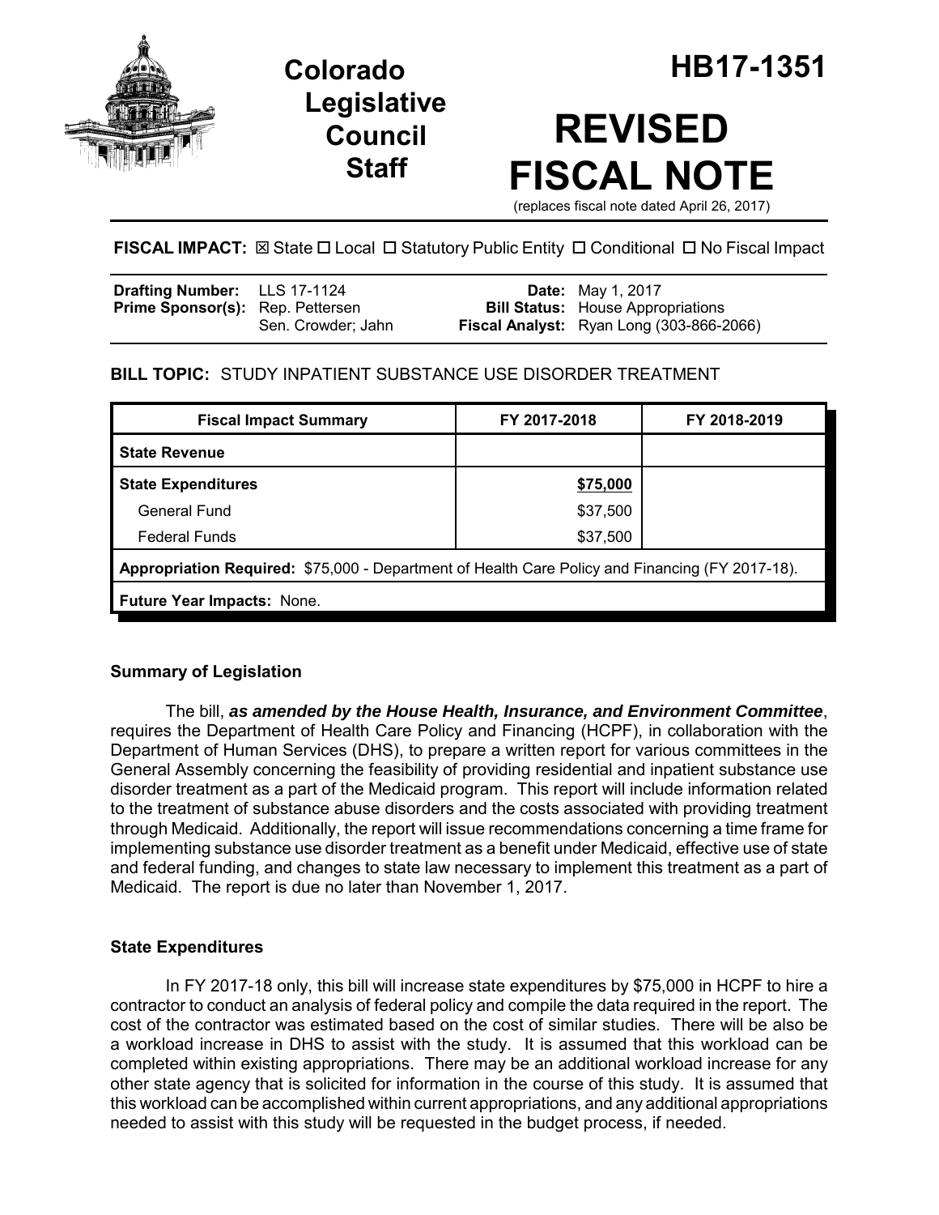# Colorado Legislative Council Staff

# HB17-1351

# REVISED FISCAL NOTE

(replaces fiscal note dated April 26, 2017)

**FISCAL IMPACT:** ☒ State ☐ Local ☐ Statutory Public Entity ☐ Conditional ☐ No Fiscal Impact

| | | | |
|---|---|---|---|
| **Drafting Number:** | LLS 17-1124 | **Date:** | May 1, 2017 |
| **Prime Sponsor(s):** | Rep. Pettersen<br>Sen. Crowder; Jahn | **Bill Status:** | House Appropriations |
| | | **Fiscal Analyst:** | Ryan Long (303-866-2066) |

**BILL TOPIC:** STUDY INPATIENT SUBSTANCE USE DISORDER TREATMENT

| Fiscal Impact Summary | FY 2017-2018 | FY 2018-2019 |
|---|---|---|
| **State Revenue** | | |
| **State Expenditures** | **$75,000** | |
| General Fund | $37,500 | |
| Federal Funds | $37,500 | |
| **Appropriation Required:** $75,000 - Department of Health Care Policy and Financing (FY 2017-18). | | |
| **Future Year Impacts:** None. | | |

## Summary of Legislation

The bill, ***as amended by the House Health, Insurance, and Environment Committee***, requires the Department of Health Care Policy and Financing (HCPF), in collaboration with the Department of Human Services (DHS), to prepare a written report for various committees in the General Assembly concerning the feasibility of providing residential and inpatient substance use disorder treatment as a part of the Medicaid program. This report will include information related to the treatment of substance abuse disorders and the costs associated with providing treatment through Medicaid. Additionally, the report will issue recommendations concerning a time frame for implementing substance use disorder treatment as a benefit under Medicaid, effective use of state and federal funding, and changes to state law necessary to implement this treatment as a part of Medicaid. The report is due no later than November 1, 2017.

## State Expenditures

In FY 2017-18 only, this bill will increase state expenditures by $75,000 in HCPF to hire a contractor to conduct an analysis of federal policy and compile the data required in the report. The cost of the contractor was estimated based on the cost of similar studies. There will be also be a workload increase in DHS to assist with the study. It is assumed that this workload can be completed within existing appropriations. There may be an additional workload increase for any other state agency that is solicited for information in the course of this study. It is assumed that this workload can be accomplished within current appropriations, and any additional appropriations needed to assist with this study will be requested in the budget process, if needed.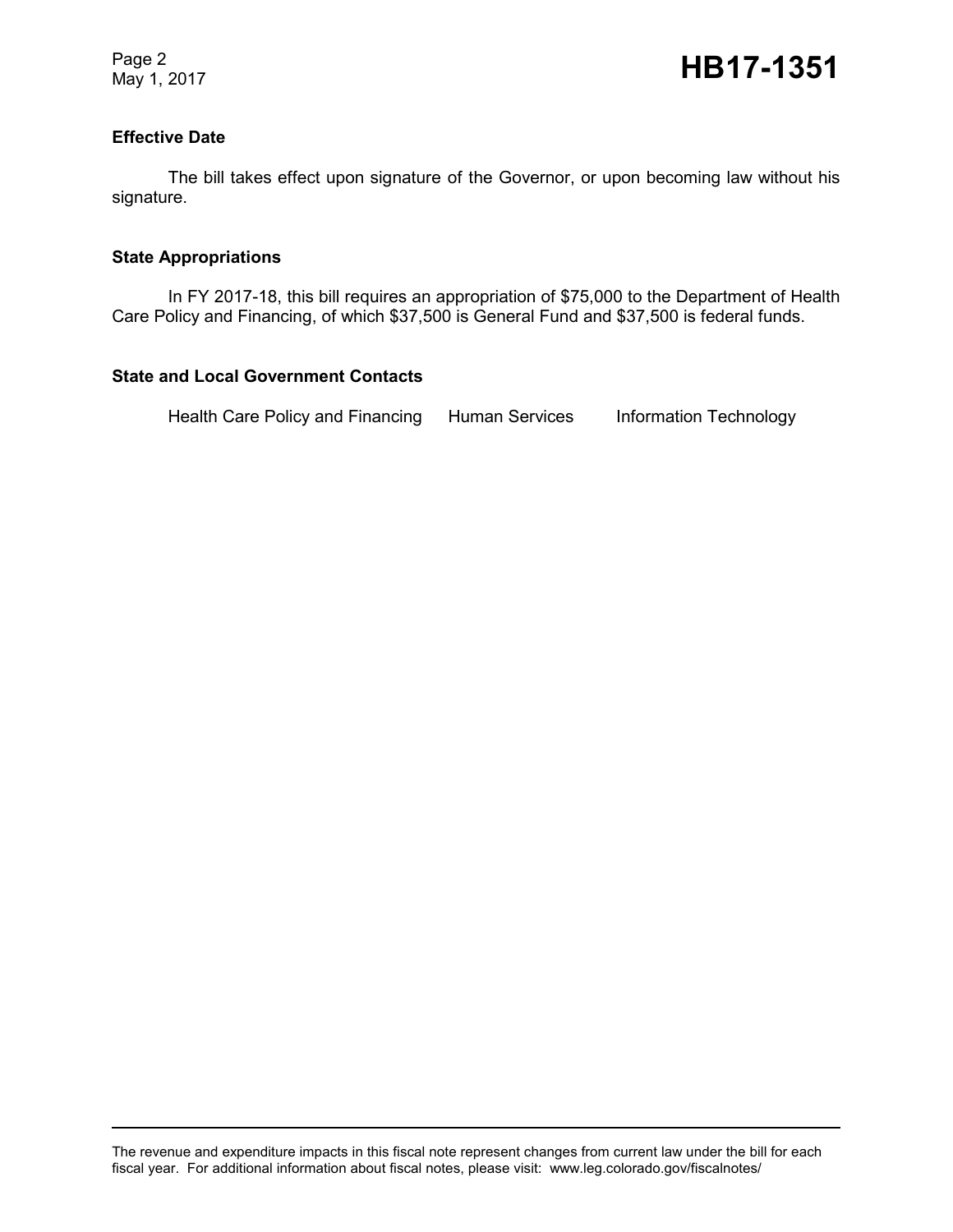**Effective Date**

The bill takes effect upon signature of the Governor, or upon becoming law without his signature.

**State Appropriations**

In FY 2017-18, this bill requires an appropriation of $75,000 to the Department of Health Care Policy and Financing, of which $37,500 is General Fund and $37,500 is federal funds.

**State and Local Government Contacts**

Health Care Policy and Financing     Human Services     Information Technology

The revenue and expenditure impacts in this fiscal note represent changes from current law under the bill for each fiscal year. For additional information about fiscal notes, please visit: www.leg.colorado.gov/fiscalnotes/